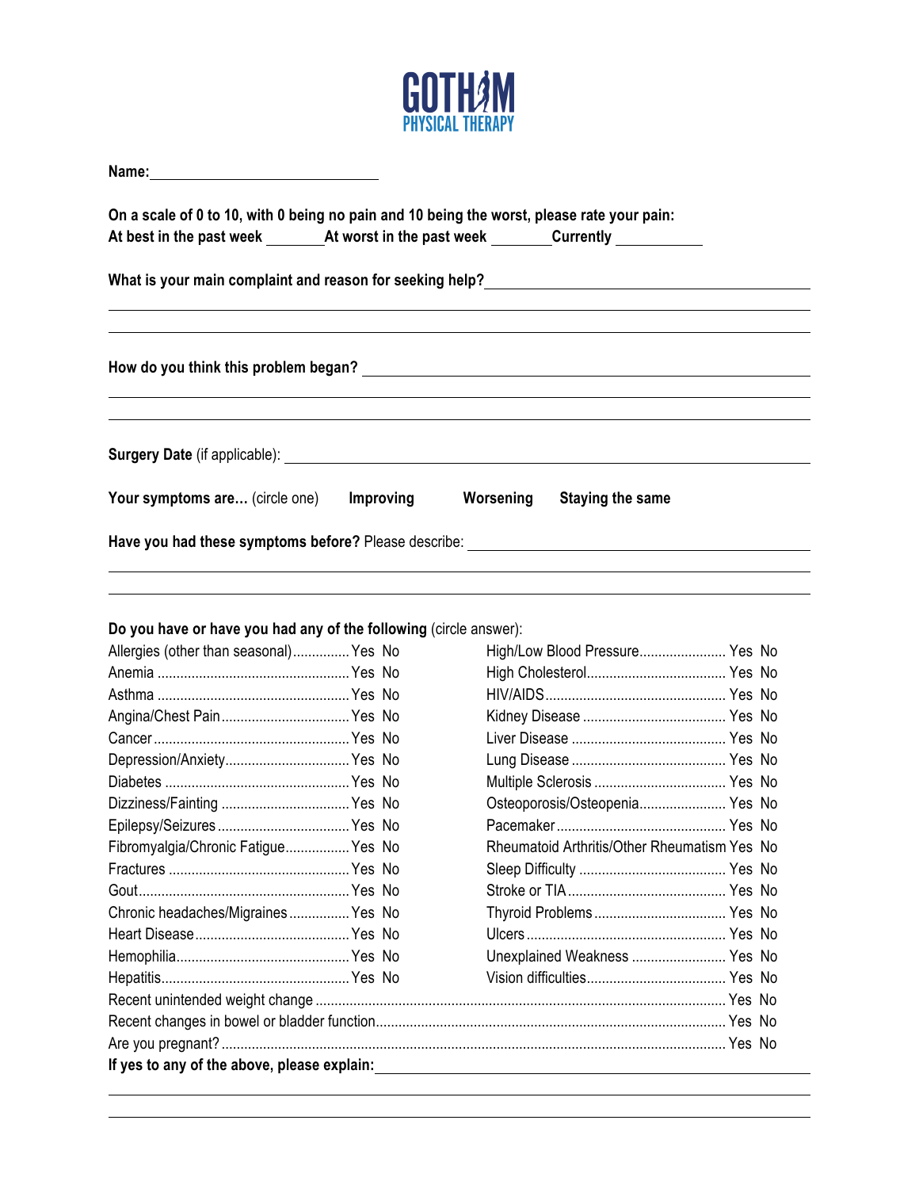# GOTHAM PHYSICAL THERAPY

**Name:** ______________________________

**On a scale of 0 to 10, with 0 being no pain and 10 being the worst, please rate your pain:**
**At best in the past week** ________ **At worst in the past week** ________ **Currently** ___________

**What is your main complaint and reason for seeking help?** ______________________________________

______________________________________________________________________________

______________________________________________________________________________

**How do you think this problem began?** ______________________________________________

______________________________________________________________________________

______________________________________________________________________________

**Surgery Date** (if applicable): ______________________________________________________

**Your symptoms are…** (circle one) **Improving** **Worsening** **Staying the same**

**Have you had these symptoms before?** Please describe: ___________________________________

______________________________________________________________________________

______________________________________________________________________________

**Do you have or have you had any of the following** (circle answer):

| Condition | Answer | Condition | Answer |
|---|---|---|---|
| Allergies (other than seasonal) | Yes No | High/Low Blood Pressure | Yes No |
| Anemia | Yes No | High Cholesterol | Yes No |
| Asthma | Yes No | HIV/AIDS | Yes No |
| Angina/Chest Pain | Yes No | Kidney Disease | Yes No |
| Cancer | Yes No | Liver Disease | Yes No |
| Depression/Anxiety | Yes No | Lung Disease | Yes No |
| Diabetes | Yes No | Multiple Sclerosis | Yes No |
| Dizziness/Fainting | Yes No | Osteoporosis/Osteopenia | Yes No |
| Epilepsy/Seizures | Yes No | Pacemaker | Yes No |
| Fibromyalgia/Chronic Fatigue | Yes No | Rheumatoid Arthritis/Other Rheumatism | Yes No |
| Fractures | Yes No | Sleep Difficulty | Yes No |
| Gout | Yes No | Stroke or TIA | Yes No |
| Chronic headaches/Migraines | Yes No | Thyroid Problems | Yes No |
| Heart Disease | Yes No | Ulcers | Yes No |
| Hemophilia | Yes No | Unexplained Weakness | Yes No |
| Hepatitis | Yes No | Vision difficulties | Yes No |

Recent unintended weight change .................................... Yes No

Recent changes in bowel or bladder function .................................... Yes No

Are you pregnant? .................................... Yes No

**If yes to any of the above, please explain:** ___________________________________________

______________________________________________________________________________

______________________________________________________________________________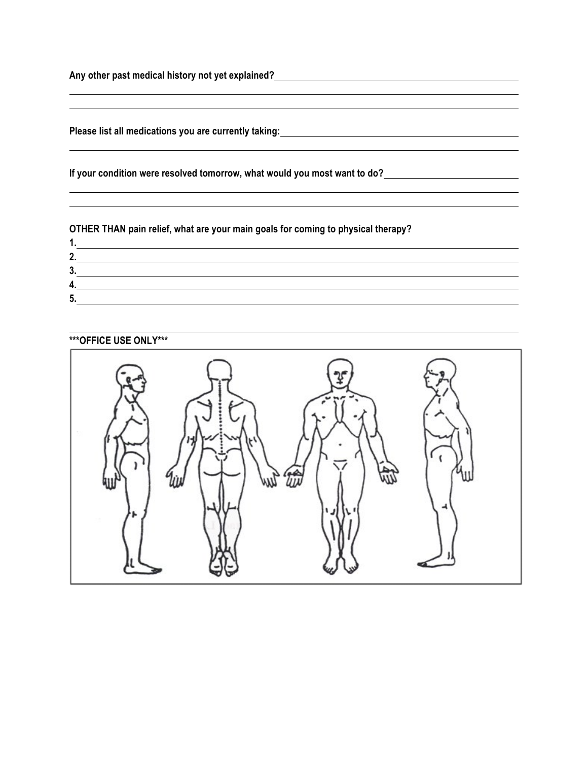**Any other past medical history not yet explained?**

**Please list all medications you are currently taking:**

**If your condition were resolved tomorrow, what would you most want to do?**

**OTHER THAN pain relief, what are your main goals for coming to physical therapy?**

**1.**

**2.**

**3.**

**4.**

**5.**

**\*\*\*OFFICE USE ONLY\*\*\***